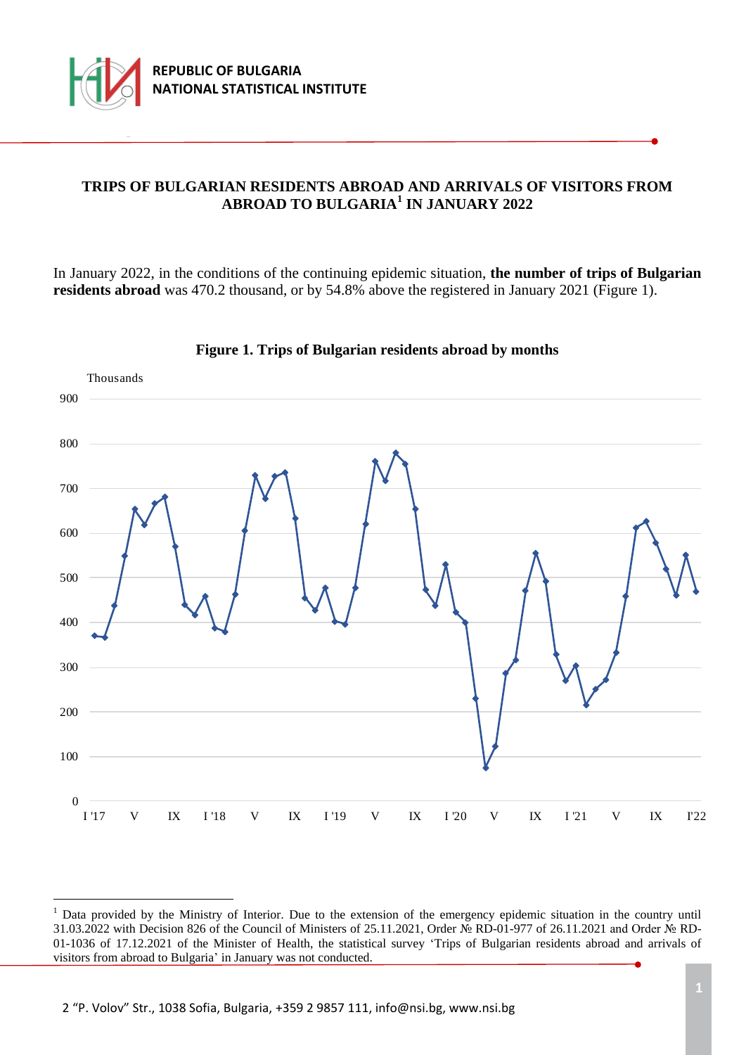# TRIPS OF BULGARIAN RESIDENTS ABROAD AND ARRIVALS OF VISITORS FROM ABROAD TO BULGARIA[1] IN JANUARY 2022

In January 2022, in the conditions of the continuing epidemic situation, **the number of trips of Bulgarian residents abroad** was 470.2 thousand, or by 54.8% above the registered in January 2021 (Figure 1).

**Figure 1. Trips of Bulgarian residents abroad by months**

---

[1] Data provided by the Ministry of Interior. Due to the extension of the emergency epidemic situation in the country until 31.03.2022 with Decision 826 of the Council of Ministers of 25.11.2021, Order № RD-01-977 of 26.11.2021 and Order № RD-01-1036 of 17.12.2021 of the Minister of Health, the statistical survey 'Trips of Bulgarian residents abroad and arrivals of visitors from abroad to Bulgaria' in January was not conducted.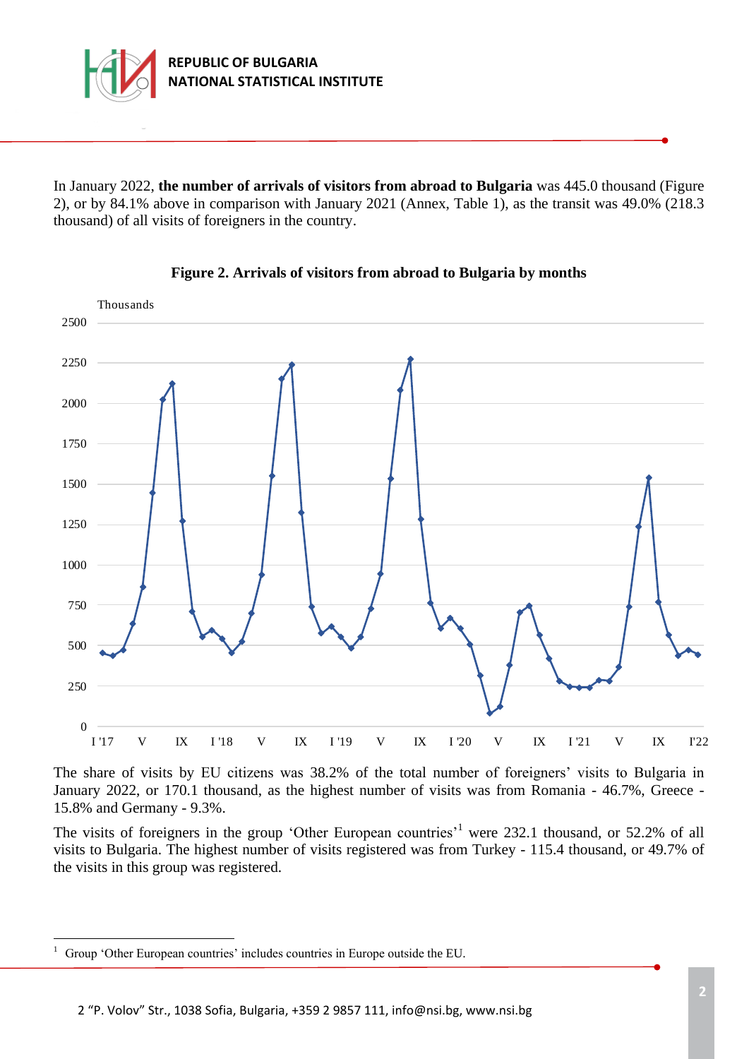In January 2022, **the number of arrivals of visitors from abroad to Bulgaria** was 445.0 thousand (Figure 2), or by 84.1% above in comparison with January 2021 (Annex, Table 1), as the transit was 49.0% (218.3 thousand) of all visits of foreigners in the country.

**Figure 2. Arrivals of visitors from abroad to Bulgaria by months**

The share of visits by EU citizens was 38.2% of the total number of foreigners' visits to Bulgaria in January 2022, or 170.1 thousand, as the highest number of visits was from Romania - 46.7%, Greece - 15.8% and Germany - 9.3%.

The visits of foreigners in the group 'Other European countries'[1] were 232.1 thousand, or 52.2% of all visits to Bulgaria. The highest number of visits registered was from Turkey - 115.4 thousand, or 49.7% of the visits in this group was registered.

[1] Group 'Other European countries' includes countries in Europe outside the EU.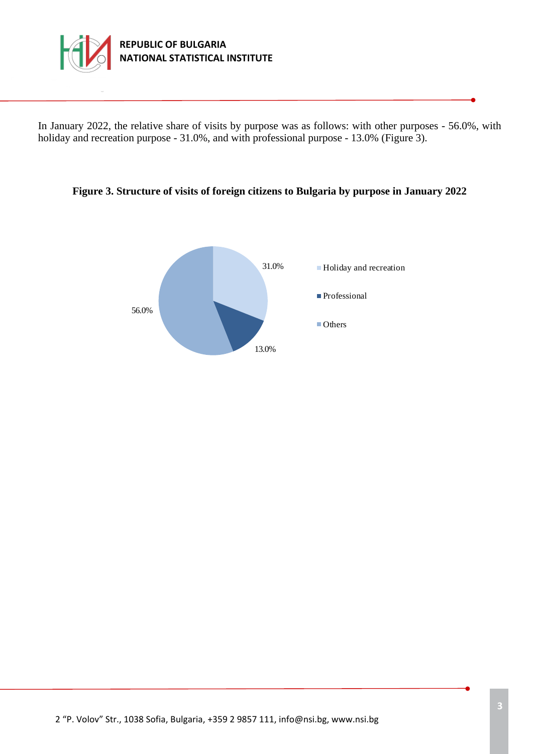In January 2022, the relative share of visits by purpose was as follows: with other purposes - 56.0%, with holiday and recreation purpose - 31.0%, and with professional purpose - 13.0% (Figure 3).

**Figure 3. Structure of visits of foreign citizens to Bulgaria by purpose in January 2022**

| Purpose | Share |
|---|---|
| Holiday and recreation | 31.0% |
| Professional | 13.0% |
| Others | 56.0% |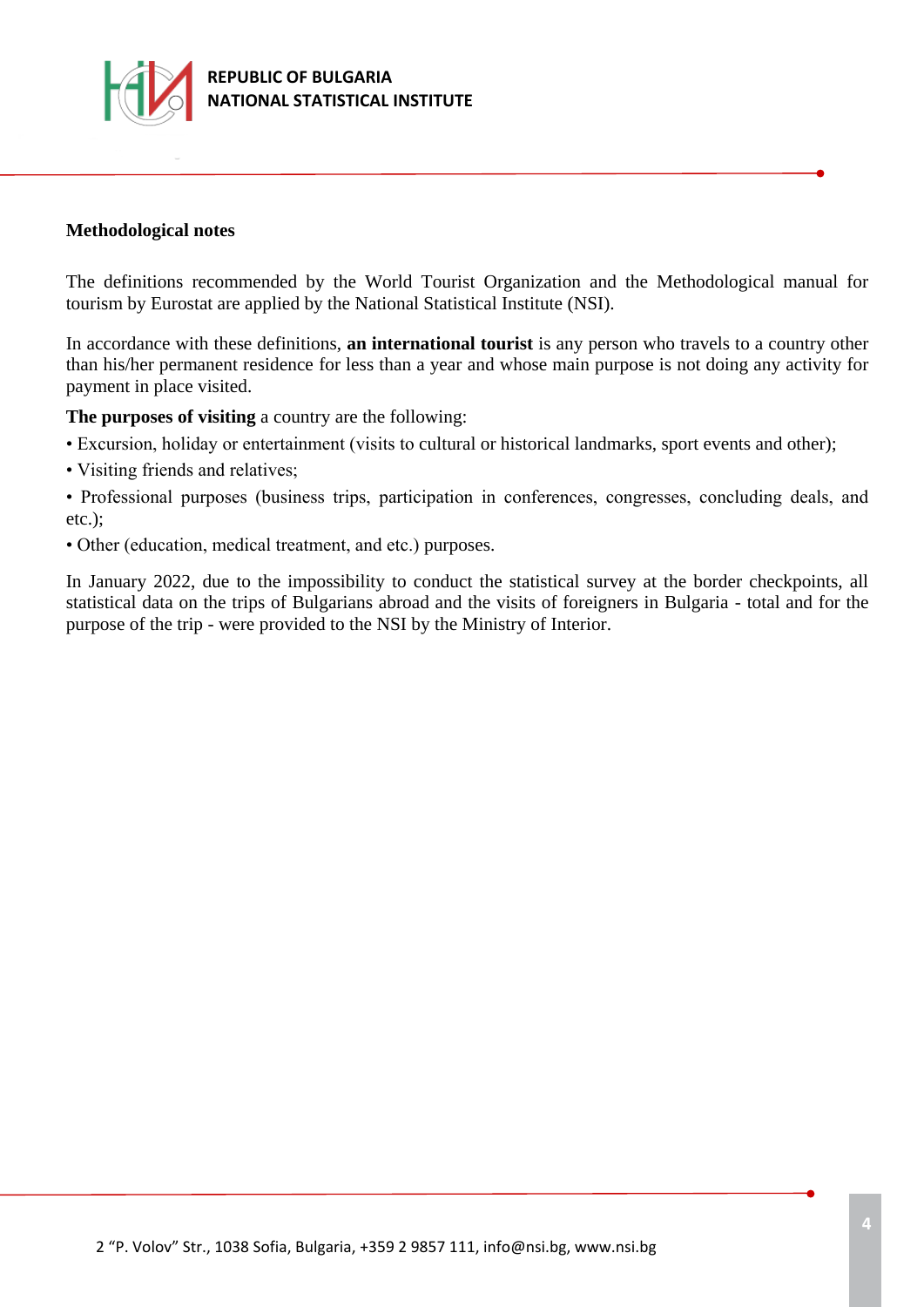**Methodological notes**

The definitions recommended by the World Tourist Organization and the Methodological manual for tourism by Eurostat are applied by the National Statistical Institute (NSI).

In accordance with these definitions, **an international tourist** is any person who travels to a country other than his/her permanent residence for less than a year and whose main purpose is not doing any activity for payment in place visited.

**The purposes of visiting** a country are the following:

- Excursion, holiday or entertainment (visits to cultural or historical landmarks, sport events and other);
- Visiting friends and relatives;
- Professional purposes (business trips, participation in conferences, congresses, concluding deals, and etc.);
- Other (education, medical treatment, and etc.) purposes.

In January 2022, due to the impossibility to conduct the statistical survey at the border checkpoints, all statistical data on the trips of Bulgarians abroad and the visits of foreigners in Bulgaria - total and for the purpose of the trip - were provided to the NSI by the Ministry of Interior.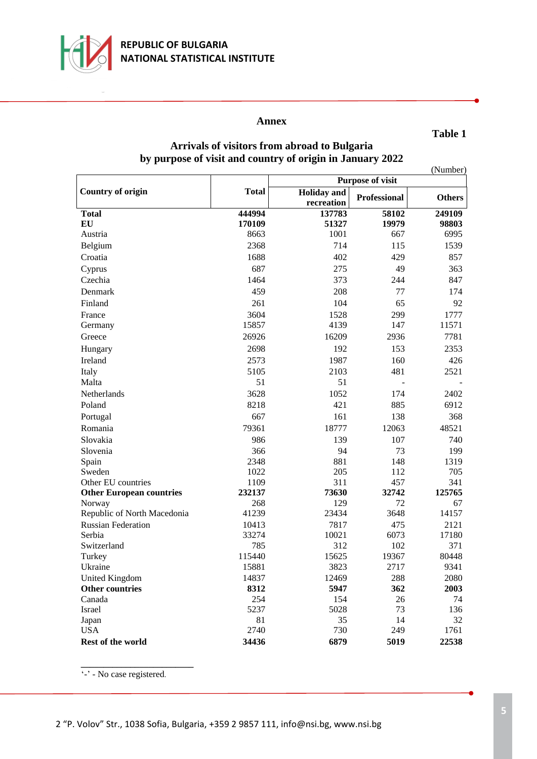**REPUBLIC OF BULGARIA**
**NATIONAL STATISTICAL INSTITUTE**

## Annex

**Table 1**

### Arrivals of visitors from abroad to Bulgaria by purpose of visit and country of origin in January 2022

(Number)

| Country of origin | Total | Purpose of visit | | |
|---|---|---|---|---|
| | | Holiday and recreation | Professional | Others |
| **Total** | **444994** | **137783** | **58102** | **249109** |
| **EU** | **170109** | **51327** | **19979** | **98803** |
| Austria | 8663 | 1001 | 667 | 6995 |
| Belgium | 2368 | 714 | 115 | 1539 |
| Croatia | 1688 | 402 | 429 | 857 |
| Cyprus | 687 | 275 | 49 | 363 |
| Czechia | 1464 | 373 | 244 | 847 |
| Denmark | 459 | 208 | 77 | 174 |
| Finland | 261 | 104 | 65 | 92 |
| France | 3604 | 1528 | 299 | 1777 |
| Germany | 15857 | 4139 | 147 | 11571 |
| Greece | 26926 | 16209 | 2936 | 7781 |
| Hungary | 2698 | 192 | 153 | 2353 |
| Ireland | 2573 | 1987 | 160 | 426 |
| Italy | 5105 | 2103 | 481 | 2521 |
| Malta | 51 | 51 | - | - |
| Netherlands | 3628 | 1052 | 174 | 2402 |
| Poland | 8218 | 421 | 885 | 6912 |
| Portugal | 667 | 161 | 138 | 368 |
| Romania | 79361 | 18777 | 12063 | 48521 |
| Slovakia | 986 | 139 | 107 | 740 |
| Slovenia | 366 | 94 | 73 | 199 |
| Spain | 2348 | 881 | 148 | 1319 |
| Sweden | 1022 | 205 | 112 | 705 |
| Other EU countries | 1109 | 311 | 457 | 341 |
| **Other European countries** | **232137** | **73630** | **32742** | **125765** |
| Norway | 268 | 129 | 72 | 67 |
| Republic of North Macedonia | 41239 | 23434 | 3648 | 14157 |
| Russian Federation | 10413 | 7817 | 475 | 2121 |
| Serbia | 33274 | 10021 | 6073 | 17180 |
| Switzerland | 785 | 312 | 102 | 371 |
| Turkey | 115440 | 15625 | 19367 | 80448 |
| Ukraine | 15881 | 3823 | 2717 | 9341 |
| United Kingdom | 14837 | 12469 | 288 | 2080 |
| **Other countries** | **8312** | **5947** | **362** | **2003** |
| Canada | 254 | 154 | 26 | 74 |
| Israel | 5237 | 5028 | 73 | 136 |
| Japan | 81 | 35 | 14 | 32 |
| USA | 2740 | 730 | 249 | 1761 |
| **Rest of the world** | **34436** | **6879** | **5019** | **22538** |

'-' - No case registered.

2 "P. Volov" Str., 1038 Sofia, Bulgaria, +359 2 9857 111, info@nsi.bg, www.nsi.bg